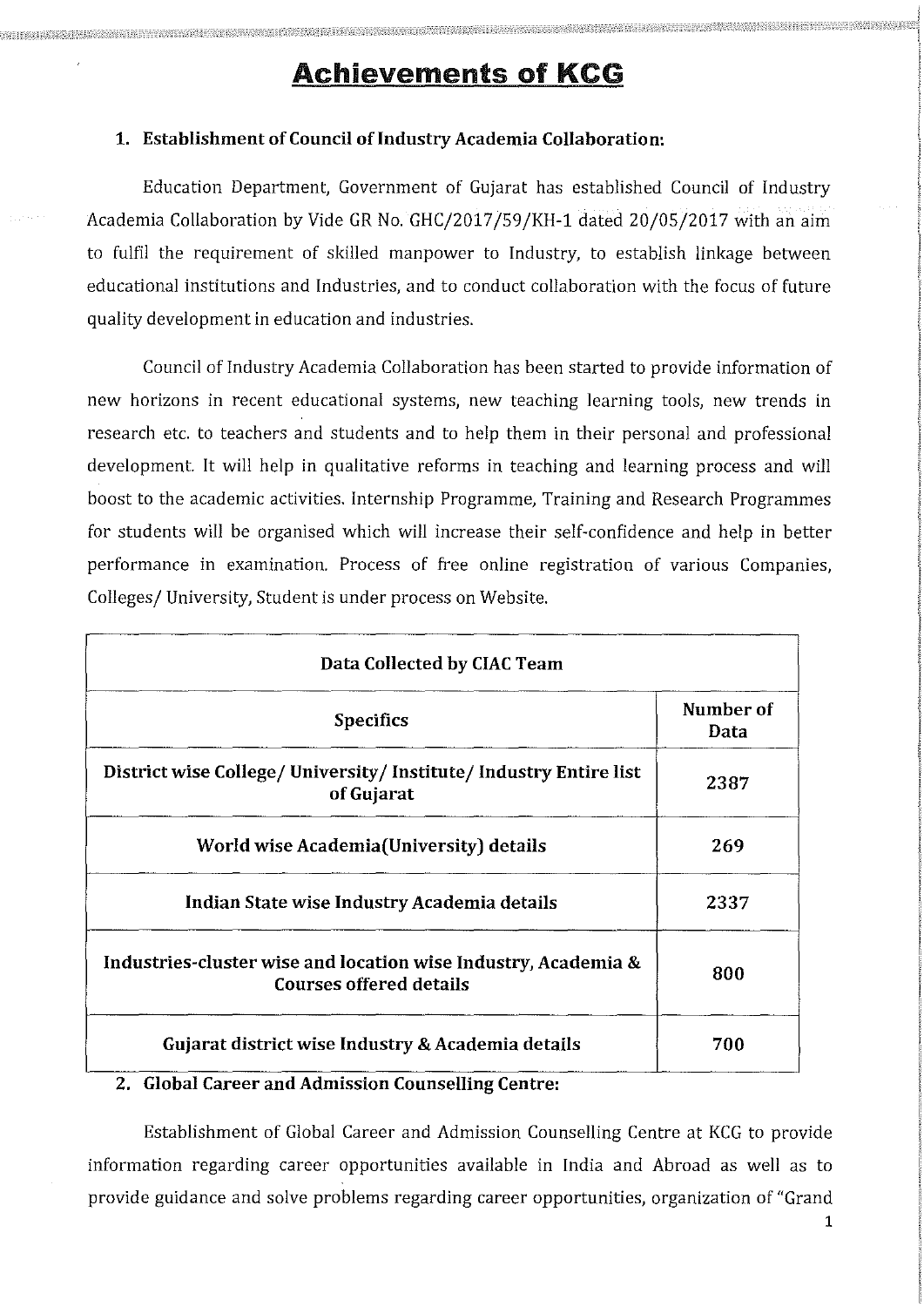# Achievements of KCG

### 1. Establishment of Council of Industry Academia Collaboration:

Education Department, Government of Gujarat has established Council of Industry Academia Collaboration by Vide GR No. GHC/2017/59/KH-1 dated 20/05/2017 with an aim to fulfil the requirement of skilled manpower to Industry, to establish linkage between educational institutions and Industries, and to conduct collaboration with the focus of future quality development in education and industries.

Council of Industry Academia Collaboration has been started to provide information of new horizons in recent educational systems, new teaching learning tools, new trends in research etc. to teachers and students and to help them in their personal and professional development. It will help in qualitative reforms in teaching and learning process and will boost to the academic activities. Internship Programme, Training and Research Programmes for students will be organised which will increase their self-confidence and help in better performance in examination. Process of free online registration of various Companies, Colleges/ University, Student is under process on Website.

| Data Collected by CIAC Team | |
|---|---|
| **Specifics** | **Number of Data** |
| **District wise College/ University/ Institute/ Industry Entire list of Gujarat** | **2387** |
| **World wise Academia(University) details** | **269** |
| **Indian State wise Industry Academia details** | **2337** |
| **Industries-cluster wise and location wise Industry, Academia & Courses offered details** | **800** |
| **Gujarat district wise Industry & Academia details** | **700** |

### 2. Global Career and Admission Counselling Centre:

Establishment of Global Career and Admission Counselling Centre at KCG to provide information regarding career opportunities available in India and Abroad as well as to provide guidance and solve problems regarding career opportunities, organization of "Grand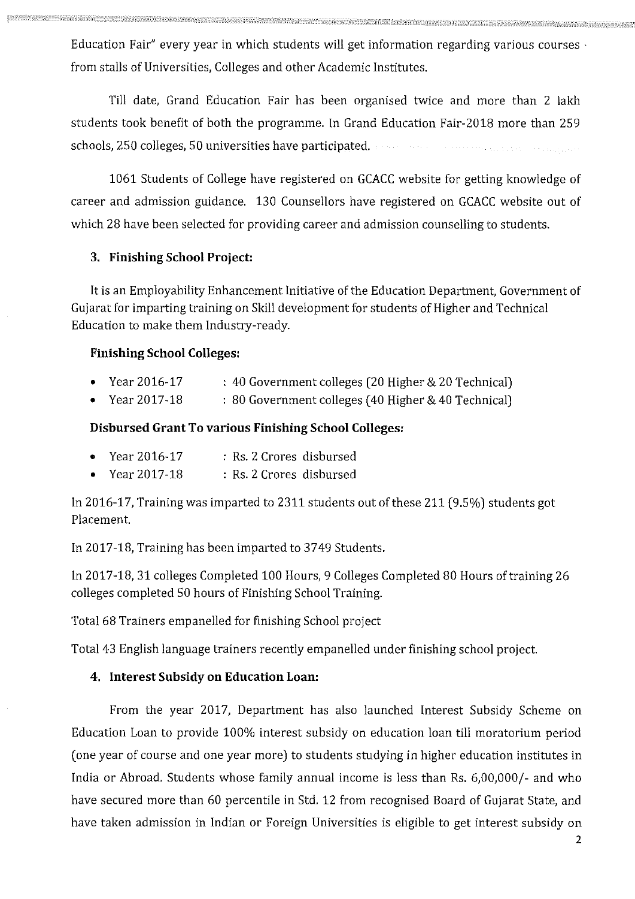Education Fair" every year in which students will get information regarding various courses from stalls of Universities, Colleges and other Academic Institutes.

Till date, Grand Education Fair has been organised twice and more than 2 lakh students took benefit of both the programme. In Grand Education Fair-2018 more than 259 schools, 250 colleges, 50 universities have participated.

1061 Students of College have registered on GCACC website for getting knowledge of career and admission guidance. 130 Counsellors have registered on GCACC website out of which 28 have been selected for providing career and admission counselling to students.

### 3. Finishing School Project:

It is an Employability Enhancement Initiative of the Education Department, Government of Gujarat for imparting training on Skill development for students of Higher and Technical Education to make them Industry-ready.

**Finishing School Colleges:**

- Year 2016-17 : 40 Government colleges (20 Higher & 20 Technical)
- Year 2017-18 : 80 Government colleges (40 Higher & 40 Technical)

**Disbursed Grant To various Finishing School Colleges:**

- Year 2016-17 : Rs. 2 Crores disbursed
- Year 2017-18 : Rs. 2 Crores disbursed

In 2016-17, Training was imparted to 2311 students out of these 211 (9.5%) students got Placement.

In 2017-18, Training has been imparted to 3749 Students.

In 2017-18, 31 colleges Completed 100 Hours, 9 Colleges Completed 80 Hours of training 26 colleges completed 50 hours of Finishing School Training.

Total 68 Trainers empanelled for finishing School project

Total 43 English language trainers recently empanelled under finishing school project.

### 4. Interest Subsidy on Education Loan:

From the year 2017, Department has also launched Interest Subsidy Scheme on Education Loan to provide 100% interest subsidy on education loan till moratorium period (one year of course and one year more) to students studying in higher education institutes in India or Abroad. Students whose family annual income is less than Rs. 6,00,000/- and who have secured more than 60 percentile in Std. 12 from recognised Board of Gujarat State, and have taken admission in Indian or Foreign Universities is eligible to get interest subsidy on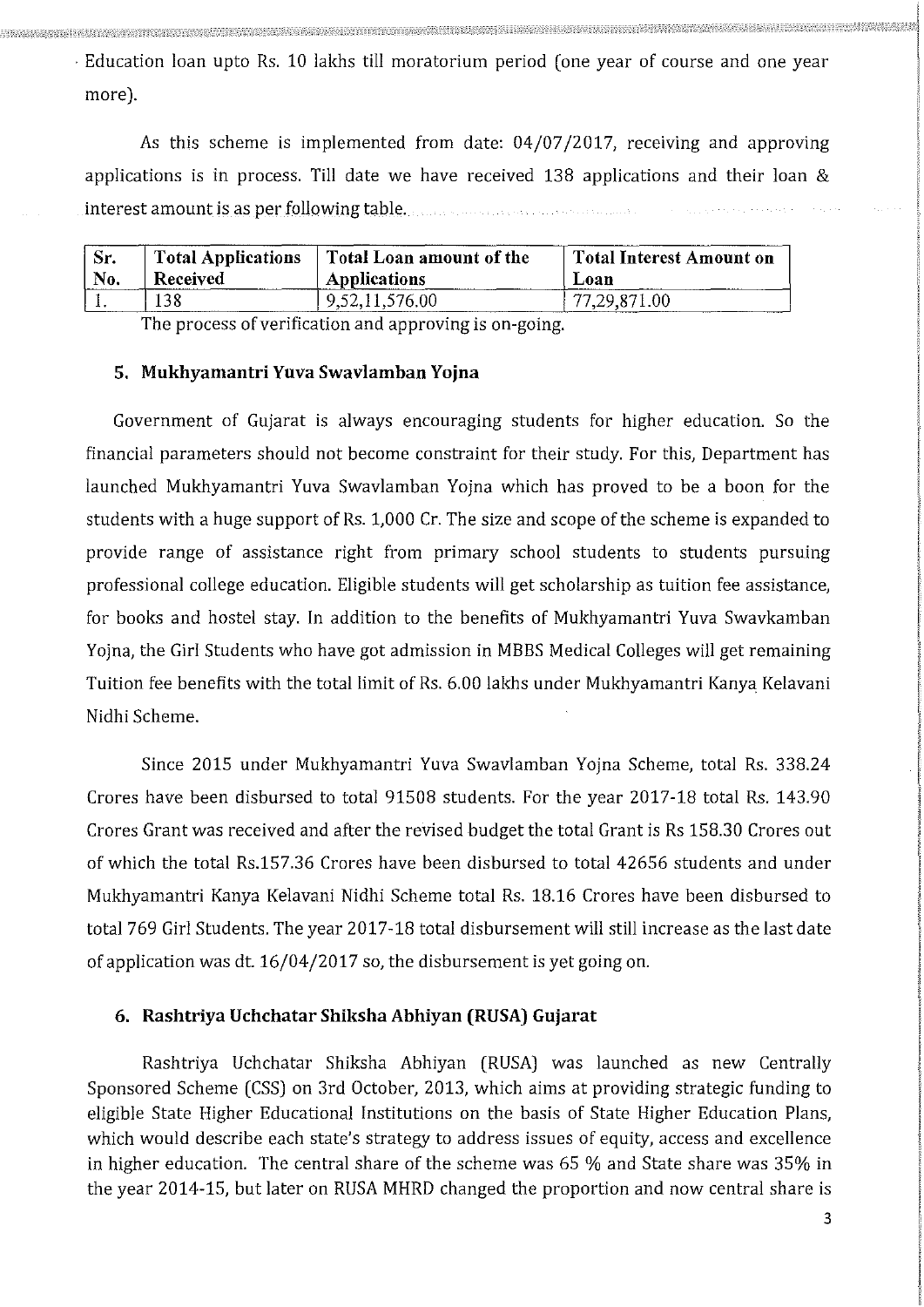- Education loan upto Rs. 10 lakhs till moratorium period (one year of course and one year more).

As this scheme is implemented from date: 04/07/2017, receiving and approving applications is in process. Till date we have received 138 applications and their loan & interest amount is as per following table.

| Sr. No. | Total Applications Received | Total Loan amount of the Applications | Total Interest Amount on Loan |
|---|---|---|---|
| 1. | 138 | 9,52,11,576.00 | 77,29,871.00 |

The process of verification and approving is on-going.

### 5. Mukhyamantri Yuva Swavlamban Yojna

Government of Gujarat is always encouraging students for higher education. So the financial parameters should not become constraint for their study. For this, Department has launched Mukhyamantri Yuva Swavlamban Yojna which has proved to be a boon for the students with a huge support of Rs. 1,000 Cr. The size and scope of the scheme is expanded to provide range of assistance right from primary school students to students pursuing professional college education. Eligible students will get scholarship as tuition fee assistance, for books and hostel stay. In addition to the benefits of Mukhyamantri Yuva Swavkamban Yojna, the Girl Students who have got admission in MBBS Medical Colleges will get remaining Tuition fee benefits with the total limit of Rs. 6.00 lakhs under Mukhyamantri Kanya Kelavani Nidhi Scheme.

Since 2015 under Mukhyamantri Yuva Swavlamban Yojna Scheme, total Rs. 338.24 Crores have been disbursed to total 91508 students. For the year 2017-18 total Rs. 143.90 Crores Grant was received and after the revised budget the total Grant is Rs 158.30 Crores out of which the total Rs.157.36 Crores have been disbursed to total 42656 students and under Mukhyamantri Kanya Kelavani Nidhi Scheme total Rs. 18.16 Crores have been disbursed to total 769 Girl Students. The year 2017-18 total disbursement will still increase as the last date of application was dt. 16/04/2017 so, the disbursement is yet going on.

### 6. Rashtriya Uchchatar Shiksha Abhiyan (RUSA) Gujarat

Rashtriya Uchchatar Shiksha Abhiyan (RUSA) was launched as new Centrally Sponsored Scheme (CSS) on 3rd October, 2013, which aims at providing strategic funding to eligible State Higher Educational Institutions on the basis of State Higher Education Plans, which would describe each state's strategy to address issues of equity, access and excellence in higher education. The central share of the scheme was 65 % and State share was 35% in the year 2014-15, but later on RUSA MHRD changed the proportion and now central share is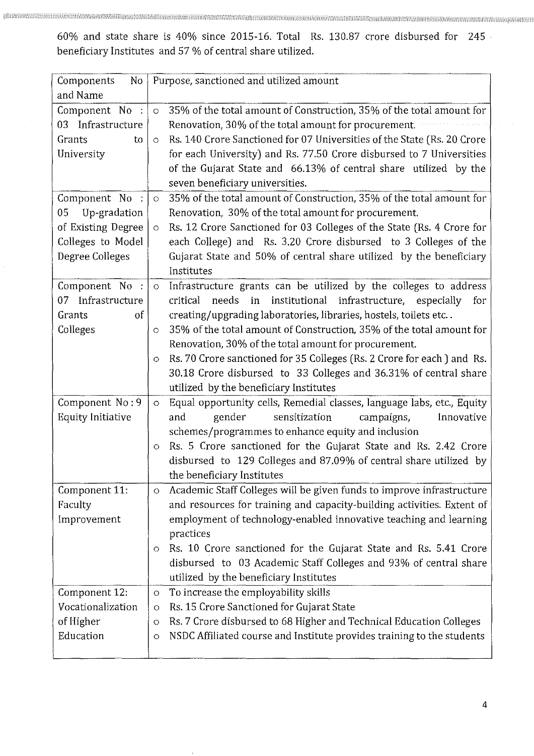60% and state share is 40% since 2015-16. Total Rs. 130.87 crore disbursed for 245 beneficiary Institutes and 57 % of central share utilized.

| Components No and Name | Purpose, sanctioned and utilized amount |
|---|---|
| Component No : 03 Infrastructure Grants to University | o 35% of the total amount of Construction, 35% of the total amount for Renovation, 30% of the total amount for procurement.<br>o Rs. 140 Crore Sanctioned for 07 Universities of the State (Rs. 20 Crore for each University) and Rs. 77.50 Crore disbursed to 7 Universities of the Gujarat State and 66.13% of central share utilized by the seven beneficiary universities. |
| Component No : 05 Up-gradation of Existing Degree Colleges to Model Degree Colleges | o 35% of the total amount of Construction, 35% of the total amount for Renovation, 30% of the total amount for procurement.<br>o Rs. 12 Crore Sanctioned for 03 Colleges of the State (Rs. 4 Crore for each College) and Rs. 3.20 Crore disbursed to 3 Colleges of the Gujarat State and 50% of central share utilized by the beneficiary Institutes |
| Component No : 07 Infrastructure Grants of Colleges | o Infrastructure grants can be utilized by the colleges to address critical needs in institutional infrastructure, especially for creating/upgrading laboratories, libraries, hostels, toilets etc..<br>o 35% of the total amount of Construction, 35% of the total amount for Renovation, 30% of the total amount for procurement.<br>o Rs. 70 Crore sanctioned for 35 Colleges (Rs. 2 Crore for each ) and Rs. 30.18 Crore disbursed to 33 Colleges and 36.31% of central share utilized by the beneficiary Institutes |
| Component No : 9 Equity Initiative | o Equal opportunity cells, Remedial classes, language labs, etc., Equity and gender sensitization campaigns, Innovative schemes/programmes to enhance equity and inclusion<br>o Rs. 5 Crore sanctioned for the Gujarat State and Rs. 2.42 Crore disbursed to 129 Colleges and 87.09% of central share utilized by the beneficiary Institutes |
| Component 11: Faculty Improvement | o Academic Staff Colleges will be given funds to improve infrastructure and resources for training and capacity-building activities. Extent of employment of technology-enabled innovative teaching and learning practices<br>o Rs. 10 Crore sanctioned for the Gujarat State and Rs. 5.41 Crore disbursed to 03 Academic Staff Colleges and 93% of central share utilized by the beneficiary Institutes |
| Component 12: Vocationalization of Higher Education | o To increase the employability skills<br>o Rs. 15 Crore Sanctioned for Gujarat State<br>o Rs. 7 Crore disbursed to 68 Higher and Technical Education Colleges<br>o NSDC Affiliated course and Institute provides training to the students |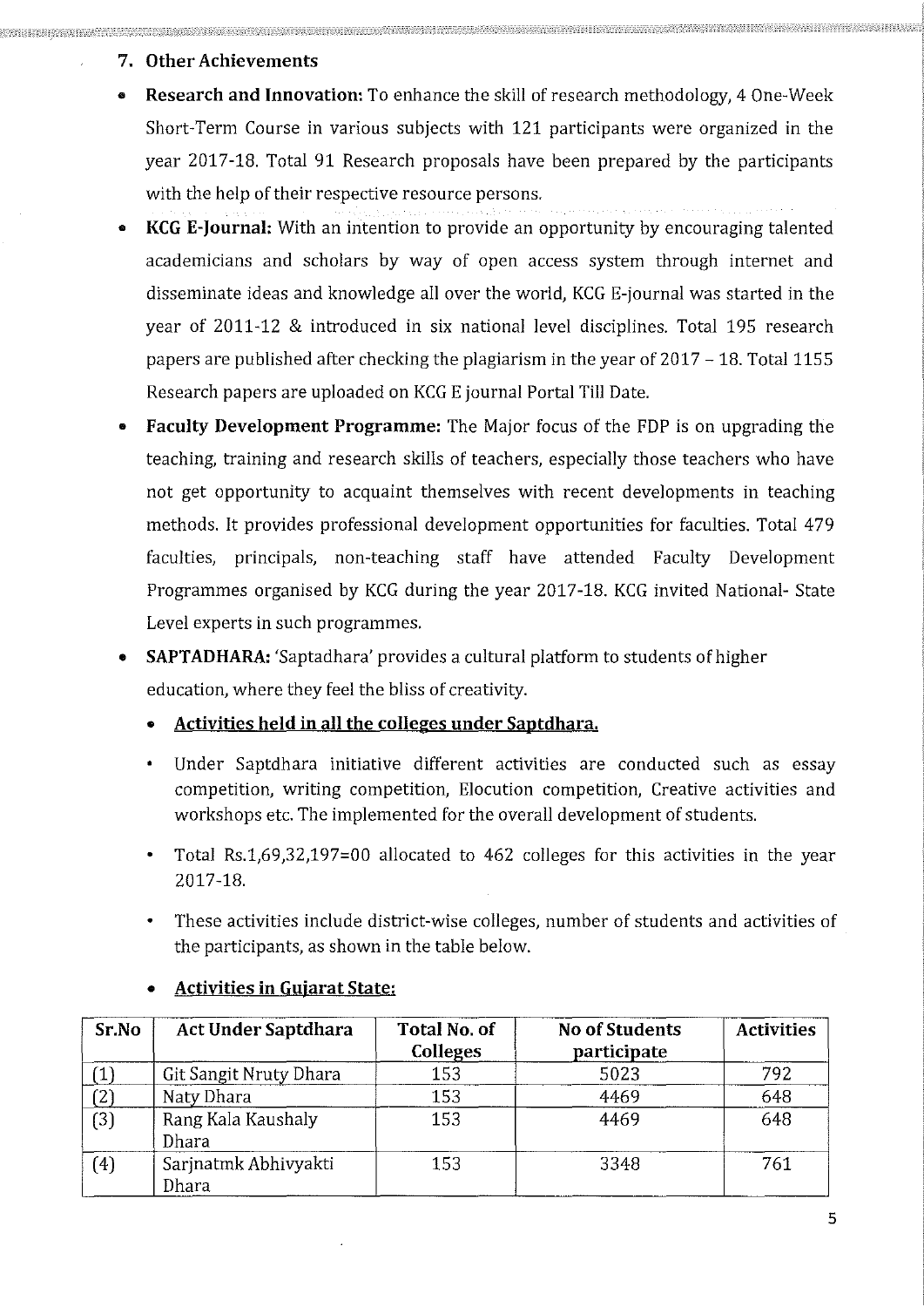## 7. Other Achievements

- **Research and Innovation:** To enhance the skill of research methodology, 4 One-Week Short-Term Course in various subjects with 121 participants were organized in the year 2017-18. Total 91 Research proposals have been prepared by the participants with the help of their respective resource persons.
- **KCG E-Journal:** With an intention to provide an opportunity by encouraging talented academicians and scholars by way of open access system through internet and disseminate ideas and knowledge all over the world, KCG E-journal was started in the year of 2011-12 & introduced in six national level disciplines. Total 195 research papers are published after checking the plagiarism in the year of 2017 – 18. Total 1155 Research papers are uploaded on KCG E journal Portal Till Date.
- **Faculty Development Programme:** The Major focus of the FDP is on upgrading the teaching, training and research skills of teachers, especially those teachers who have not get opportunity to acquaint themselves with recent developments in teaching methods. It provides professional development opportunities for faculties. Total 479 faculties, principals, non-teaching staff have attended Faculty Development Programmes organised by KCG during the year 2017-18. KCG invited National- State Level experts in such programmes.
- **SAPTADHARA:** 'Saptadhara' provides a cultural platform to students of higher education, where they feel the bliss of creativity.
  - **<u>Activities held in all the colleges under Saptdhara.</u>**
  - Under Saptdhara initiative different activities are conducted such as essay competition, writing competition, Elocution competition, Creative activities and workshops etc. The implemented for the overall development of students.
  - Total Rs.1,69,32,197=00 allocated to 462 colleges for this activities in the year 2017-18.
  - These activities include district-wise colleges, number of students and activities of the participants, as shown in the table below.
  - **<u>Activities in Gujarat State:</u>**

| Sr.No | Act Under Saptdhara | Total No. of Colleges | No of Students participate | Activities |
|---|---|---|---|---|
| (1) | Git Sangit Nruty Dhara | 153 | 5023 | 792 |
| (2) | Naty Dhara | 153 | 4469 | 648 |
| (3) | Rang Kala Kaushaly Dhara | 153 | 4469 | 648 |
| (4) | Sarjnatmk Abhivyakti Dhara | 153 | 3348 | 761 |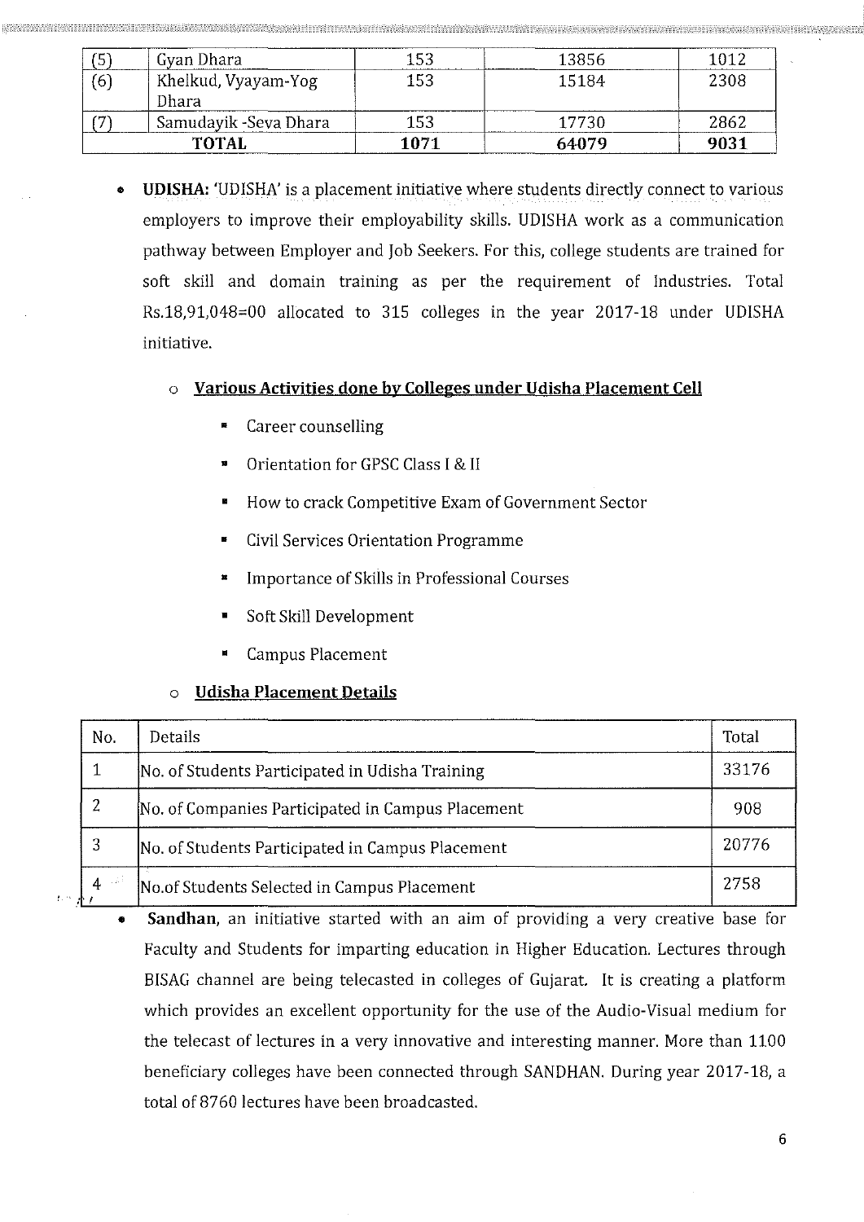| (5) | Gyan Dhara | 153 | 13856 | 1012 |
|---|---|---|---|---|
| (6) | Khelkud, Vyayam-Yog Dhara | 153 | 15184 | 2308 |
| (7) | Samudayik -Seva Dhara | 153 | 17730 | 2862 |
| **TOTAL** | | **1071** | **64079** | **9031** |

- **UDISHA:** 'UDISHA' is a placement initiative where students directly connect to various employers to improve their employability skills. UDISHA work as a communication pathway between Employer and Job Seekers. For this, college students are trained for soft skill and domain training as per the requirement of Industries. Total Rs.18,91,048=00 allocated to 315 colleges in the year 2017-18 under UDISHA initiative.

  - **Various Activities done by Colleges under Udisha Placement Cell**
    - Career counselling
    - Orientation for GPSC Class I & II
    - How to crack Competitive Exam of Government Sector
    - Civil Services Orientation Programme
    - Importance of Skills in Professional Courses
    - Soft Skill Development
    - Campus Placement

  - **Udisha Placement Details**

| No. | Details | Total |
|---|---|---|
| 1 | No. of Students Participated in Udisha Training | 33176 |
| 2 | No. of Companies Participated in Campus Placement | 908 |
| 3 | No. of Students Participated in Campus Placement | 20776 |
| 4 | No.of Students Selected in Campus Placement | 2758 |

- **Sandhan**, an initiative started with an aim of providing a very creative base for Faculty and Students for imparting education in Higher Education. Lectures through BISAG channel are being telecasted in colleges of Gujarat. It is creating a platform which provides an excellent opportunity for the use of the Audio-Visual medium for the telecast of lectures in a very innovative and interesting manner. More than 1100 beneficiary colleges have been connected through SANDHAN. During year 2017-18, a total of 8760 lectures have been broadcasted.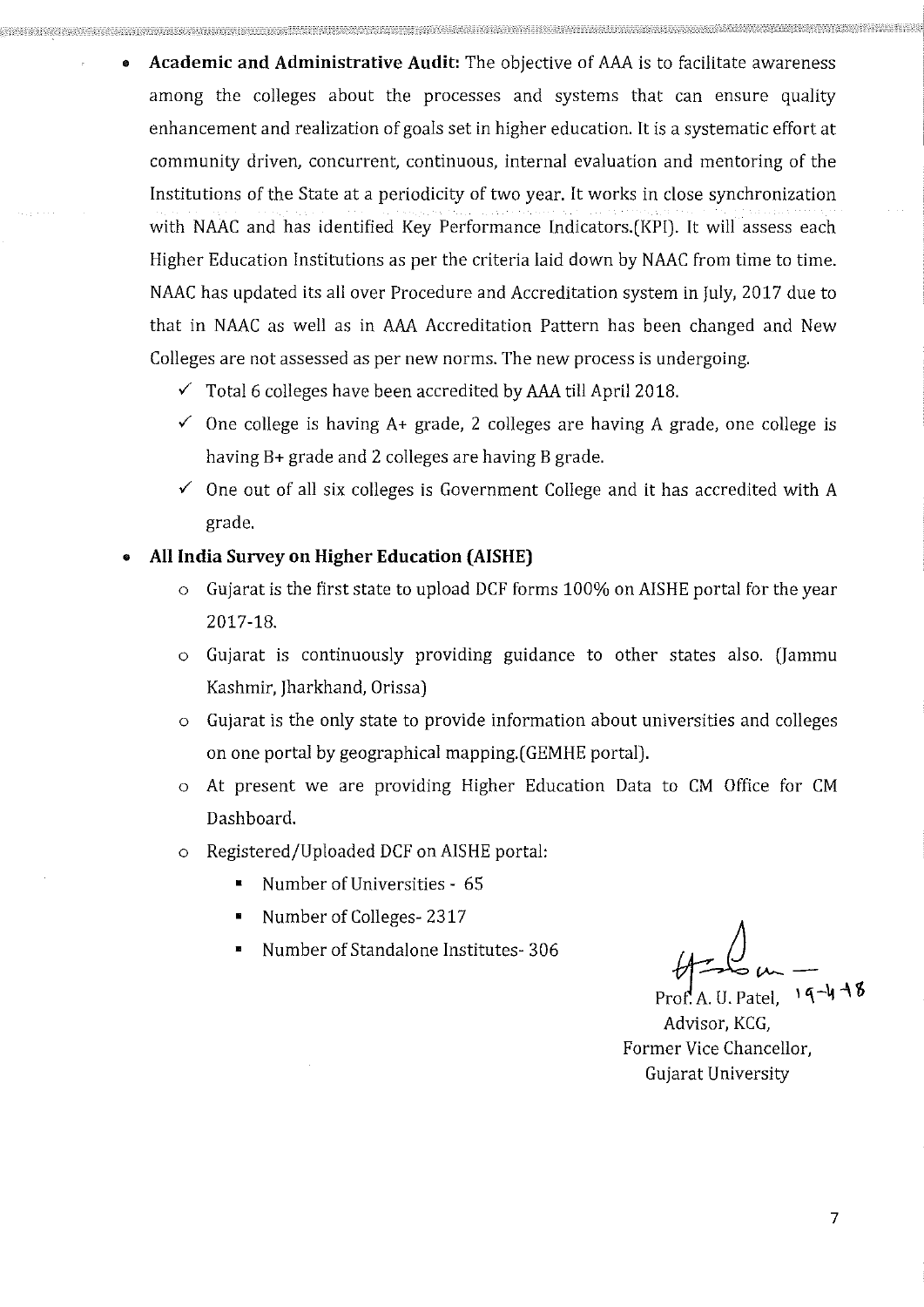- **Academic and Administrative Audit:** The objective of AAA is to facilitate awareness among the colleges about the processes and systems that can ensure quality enhancement and realization of goals set in higher education. It is a systematic effort at community driven, concurrent, continuous, internal evaluation and mentoring of the Institutions of the State at a periodicity of two year. It works in close synchronization with NAAC and has identified Key Performance Indicators.(KPI). It will assess each Higher Education Institutions as per the criteria laid down by NAAC from time to time. NAAC has updated its all over Procedure and Accreditation system in July, 2017 due to that in NAAC as well as in AAA Accreditation Pattern has been changed and New Colleges are not assessed as per new norms. The new process is undergoing.
    - ✓ Total 6 colleges have been accredited by AAA till April 2018.
    - ✓ One college is having A+ grade, 2 colleges are having A grade, one college is having B+ grade and 2 colleges are having B grade.
    - ✓ One out of all six colleges is Government College and it has accredited with A grade.
- **All India Survey on Higher Education (AISHE)**
    - Gujarat is the first state to upload DCF forms 100% on AISHE portal for the year 2017-18.
    - Gujarat is continuously providing guidance to other states also. (Jammu Kashmir, Jharkhand, Orissa)
    - Gujarat is the only state to provide information about universities and colleges on one portal by geographical mapping.(GEMHE portal).
    - At present we are providing Higher Education Data to CM Office for CM Dashboard.
    - Registered/Uploaded DCF on AISHE portal:
        - Number of Universities - 65
        - Number of Colleges- 2317
        - Number of Standalone Institutes- 306

Prof. A. U. Patel, 19-4-18
Advisor, KCG,
Former Vice Chancellor,
Gujarat University